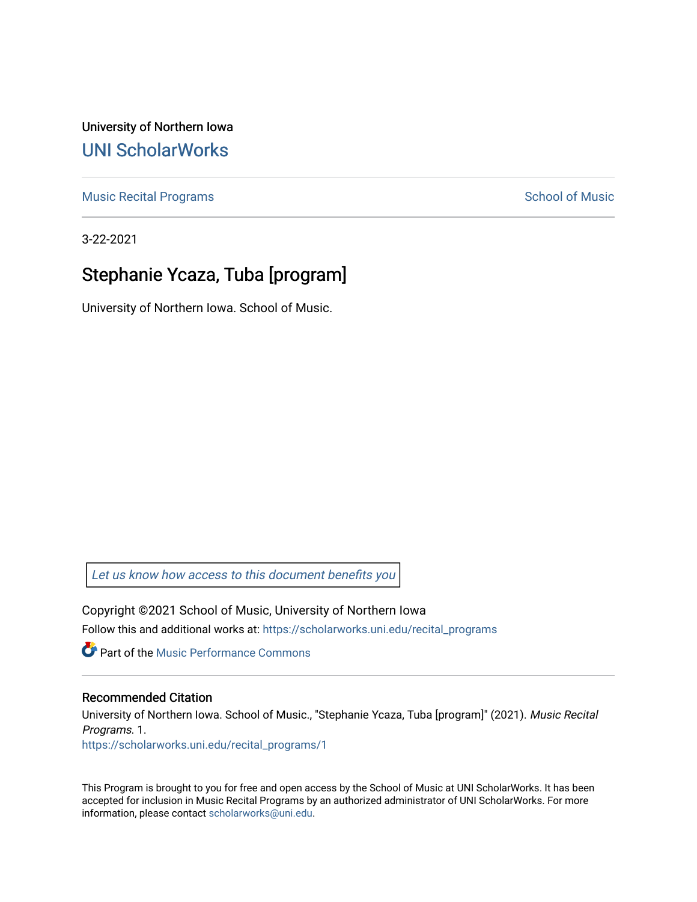University of Northern Iowa

# UNI ScholarWorks

Music Recital Programs | School of Music

3-22-2021

## Stephanie Ycaza, Tuba [program]

University of Northern Iowa. School of Music.

Let us know how access to this document benefits you

Copyright ©2021 School of Music, University of Northern Iowa

Follow this and additional works at: https://scholarworks.uni.edu/recital_programs

Part of the Music Performance Commons

### Recommended Citation

University of Northern Iowa. School of Music., "Stephanie Ycaza, Tuba [program]" (2021). *Music Recital Programs*. 1.
https://scholarworks.uni.edu/recital_programs/1

This Program is brought to you for free and open access by the School of Music at UNI ScholarWorks. It has been accepted for inclusion in Music Recital Programs by an authorized administrator of UNI ScholarWorks. For more information, please contact scholarworks@uni.edu.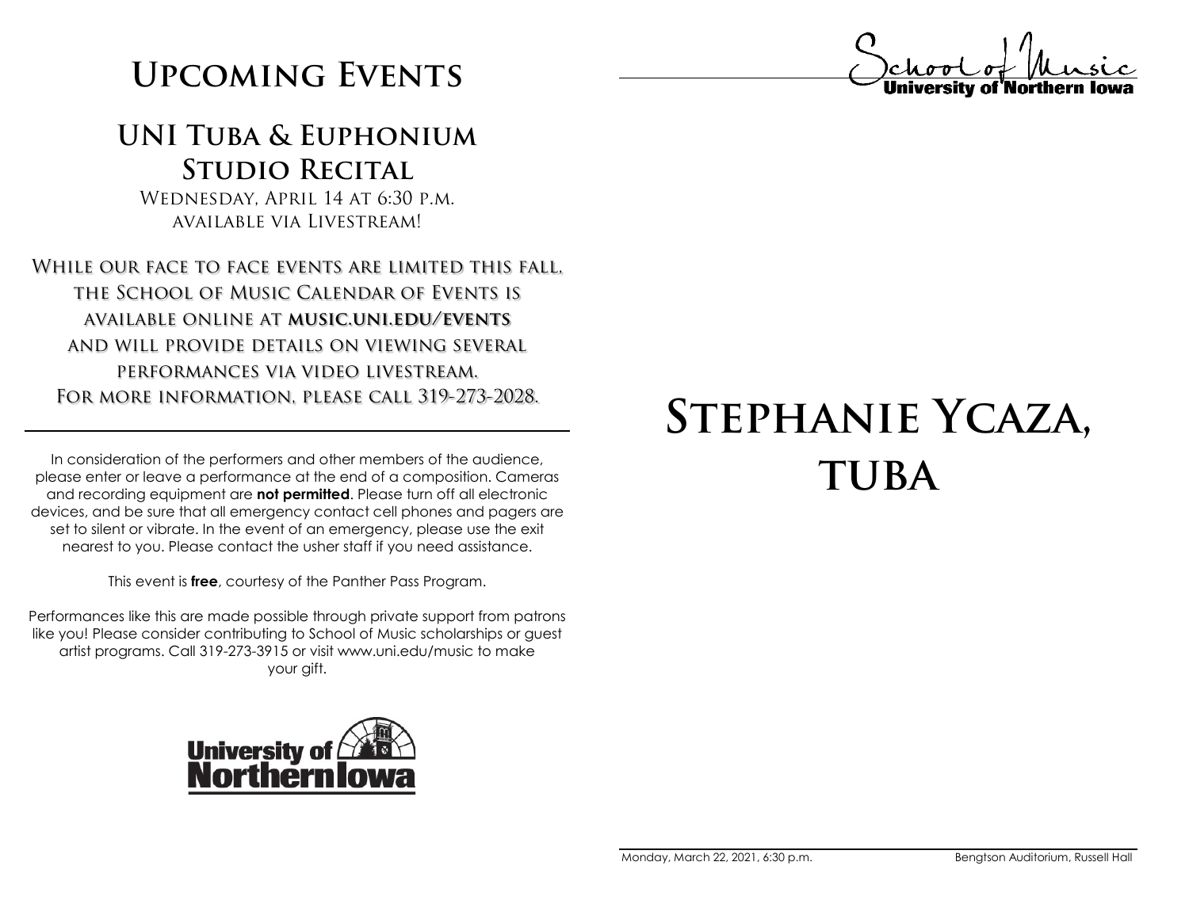# Upcoming Events

## UNI Tuba & Euphonium Studio Recital

Wednesday, April 14 at 6:30 p.m.
available via Livestream!

While our face to face events are limited this fall, the School of Music Calendar of Events is available online at **music.uni.edu/events** and will provide details on viewing several performances via video livestream. For more information, please call 319-273-2028.

---

In consideration of the performers and other members of the audience, please enter or leave a performance at the end of a composition. Cameras and recording equipment are **not permitted**. Please turn off all electronic devices, and be sure that all emergency contact cell phones and pagers are set to silent or vibrate. In the event of an emergency, please use the exit nearest to you. Please contact the usher staff if you need assistance.

This event is **free**, courtesy of the Panther Pass Program.

Performances like this are made possible through private support from patrons like you! Please consider contributing to School of Music scholarships or guest artist programs. Call 319-273-3915 or visit www.uni.edu/music to make your gift.

University of Northern Iowa

School of Music
University of Northern Iowa

# Stephanie Ycaza, tuba

Monday, March 22, 2021, 6:30 p.m. — Bengtson Auditorium, Russell Hall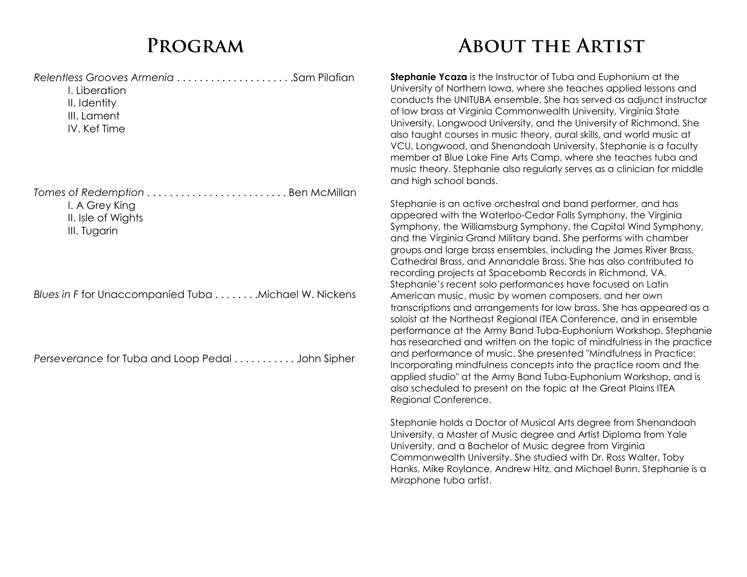# Program

*Relentless Grooves Armenia* . . . . . . . . . . . . . . . . . . . . .Sam Pilafian

I. Liberation
II. Identity
III. Lament
IV. Kef Time

*Tomes of Redemption* . . . . . . . . . . . . . . . . . . . . . . . . . Ben McMillan

I. A Grey King
II. Isle of Wights
III. Tugarin

*Blues in F* for Unaccompanied Tuba . . . . . . . .Michael W. Nickens

*Perseverance* for Tuba and Loop Pedal . . . . . . . . . . . John Sipher

# About the Artist

**Stephanie Ycaza** is the Instructor of Tuba and Euphonium at the University of Northern Iowa, where she teaches applied lessons and conducts the UNITUBA ensemble. She has served as adjunct instructor of low brass at Virginia Commonwealth University, Virginia State University, Longwood University, and the University of Richmond. She also taught courses in music theory, aural skills, and world music at VCU, Longwood, and Shenandoah University. Stephanie is a faculty member at Blue Lake Fine Arts Camp, where she teaches tuba and music theory. Stephanie also regularly serves as a clinician for middle and high school bands.

Stephanie is an active orchestral and band performer, and has appeared with the Waterloo-Cedar Falls Symphony, the Virginia Symphony, the Williamsburg Symphony, the Capital Wind Symphony, and the Virginia Grand Military band. She performs with chamber groups and large brass ensembles, including the James River Brass, Cathedral Brass, and Annandale Brass. She has also contributed to recording projects at Spacebomb Records in Richmond, VA. Stephanie's recent solo performances have focused on Latin American music, music by women composers, and her own transcriptions and arrangements for low brass. She has appeared as a soloist at the Northeast Regional ITEA Conference, and in ensemble performance at the Army Band Tuba-Euphonium Workshop. Stephanie has researched and written on the topic of mindfulness in the practice and performance of music. She presented "Mindfulness in Practice: Incorporating mindfulness concepts into the practice room and the applied studio" at the Army Band Tuba-Euphonium Workshop, and is also scheduled to present on the topic at the Great Plains ITEA Regional Conference.

Stephanie holds a Doctor of Musical Arts degree from Shenandoah University, a Master of Music degree and Artist Diploma from Yale University, and a Bachelor of Music degree from Virginia Commonwealth University. She studied with Dr. Ross Walter, Toby Hanks, Mike Roylance, Andrew Hitz, and Michael Bunn. Stephanie is a Miraphone tuba artist.